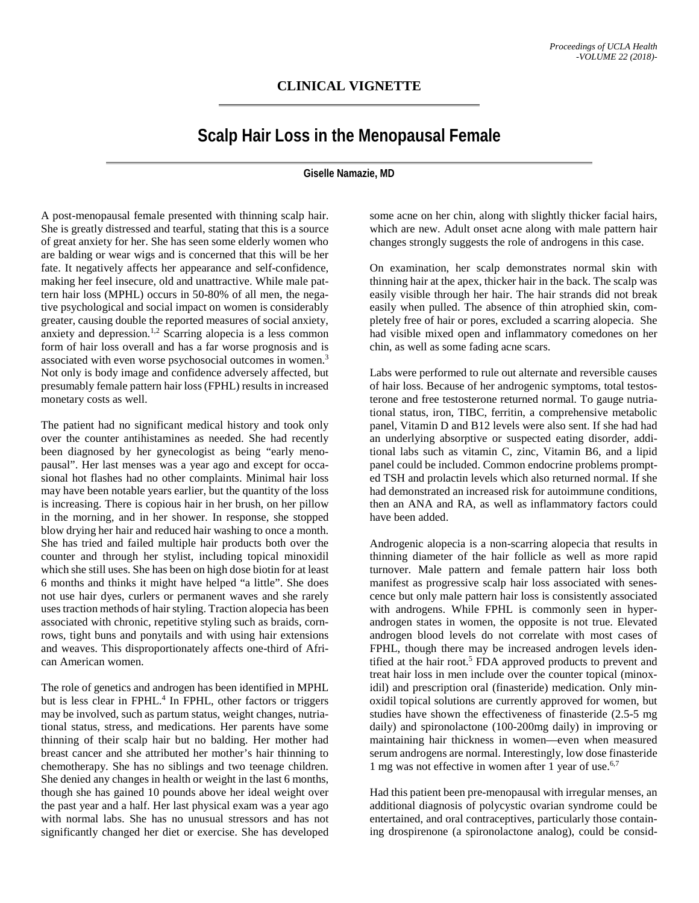## CLINICAL VIGNETTE

# Scalp Hair Loss in the Menopausal Female

**Giselle Namazie, MD**

A post-menopausal female presented with thinning scalp hair. She is greatly distressed and tearful, stating that this is a source of great anxiety for her. She has seen some elderly women who are balding or wear wigs and is concerned that this will be her fate. It negatively affects her appearance and self-confidence, making her feel insecure, old and unattractive. While male pattern hair loss (MPHL) occurs in 50-80% of all men, the negative psychological and social impact on women is considerably greater, causing double the reported measures of social anxiety, anxiety and depression.[1,2] Scarring alopecia is a less common form of hair loss overall and has a far worse prognosis and is associated with even worse psychosocial outcomes in women.[3] Not only is body image and confidence adversely affected, but presumably female pattern hair loss (FPHL) results in increased monetary costs as well.

The patient had no significant medical history and took only over the counter antihistamines as needed. She had recently been diagnosed by her gynecologist as being "early menopausal". Her last menses was a year ago and except for occasional hot flashes had no other complaints. Minimal hair loss may have been notable years earlier, but the quantity of the loss is increasing. There is copious hair in her brush, on her pillow in the morning, and in her shower. In response, she stopped blow drying her hair and reduced hair washing to once a month. She has tried and failed multiple hair products both over the counter and through her stylist, including topical minoxidil which she still uses. She has been on high dose biotin for at least 6 months and thinks it might have helped "a little". She does not use hair dyes, curlers or permanent waves and she rarely uses traction methods of hair styling. Traction alopecia has been associated with chronic, repetitive styling such as braids, cornrows, tight buns and ponytails and with using hair extensions and weaves. This disproportionately affects one-third of African American women.

The role of genetics and androgen has been identified in MPHL but is less clear in FPHL.[4] In FPHL, other factors or triggers may be involved, such as partum status, weight changes, nutriational status, stress, and medications. Her parents have some thinning of their scalp hair but no balding. Her mother had breast cancer and she attributed her mother's hair thinning to chemotherapy. She has no siblings and two teenage children. She denied any changes in health or weight in the last 6 months, though she has gained 10 pounds above her ideal weight over the past year and a half. Her last physical exam was a year ago with normal labs. She has no unusual stressors and has not significantly changed her diet or exercise. She has developed some acne on her chin, along with slightly thicker facial hairs, which are new. Adult onset acne along with male pattern hair changes strongly suggests the role of androgens in this case.

On examination, her scalp demonstrates normal skin with thinning hair at the apex, thicker hair in the back. The scalp was easily visible through her hair. The hair strands did not break easily when pulled. The absence of thin atrophied skin, completely free of hair or pores, excluded a scarring alopecia. She had visible mixed open and inflammatory comedones on her chin, as well as some fading acne scars.

Labs were performed to rule out alternate and reversible causes of hair loss. Because of her androgenic symptoms, total testosterone and free testosterone returned normal. To gauge nutriational status, iron, TIBC, ferritin, a comprehensive metabolic panel, Vitamin D and B12 levels were also sent. If she had had an underlying absorptive or suspected eating disorder, additional labs such as vitamin C, zinc, Vitamin B6, and a lipid panel could be included. Common endocrine problems prompted TSH and prolactin levels which also returned normal. If she had demonstrated an increased risk for autoimmune conditions, then an ANA and RA, as well as inflammatory factors could have been added.

Androgenic alopecia is a non-scarring alopecia that results in thinning diameter of the hair follicle as well as more rapid turnover. Male pattern and female pattern hair loss both manifest as progressive scalp hair loss associated with senescence but only male pattern hair loss is consistently associated with androgens. While FPHL is commonly seen in hyperandrogen states in women, the opposite is not true. Elevated androgen blood levels do not correlate with most cases of FPHL, though there may be increased androgen levels identified at the hair root.[5] FDA approved products to prevent and treat hair loss in men include over the counter topical (minoxidil) and prescription oral (finasteride) medication. Only minoxidil topical solutions are currently approved for women, but studies have shown the effectiveness of finasteride (2.5-5 mg daily) and spironolactone (100-200mg daily) in improving or maintaining hair thickness in women—even when measured serum androgens are normal. Interestingly, low dose finasteride 1 mg was not effective in women after 1 year of use.[6,7]

Had this patient been pre-menopausal with irregular menses, an additional diagnosis of polycystic ovarian syndrome could be entertained, and oral contraceptives, particularly those containing drospirenone (a spironolactone analog), could be consid-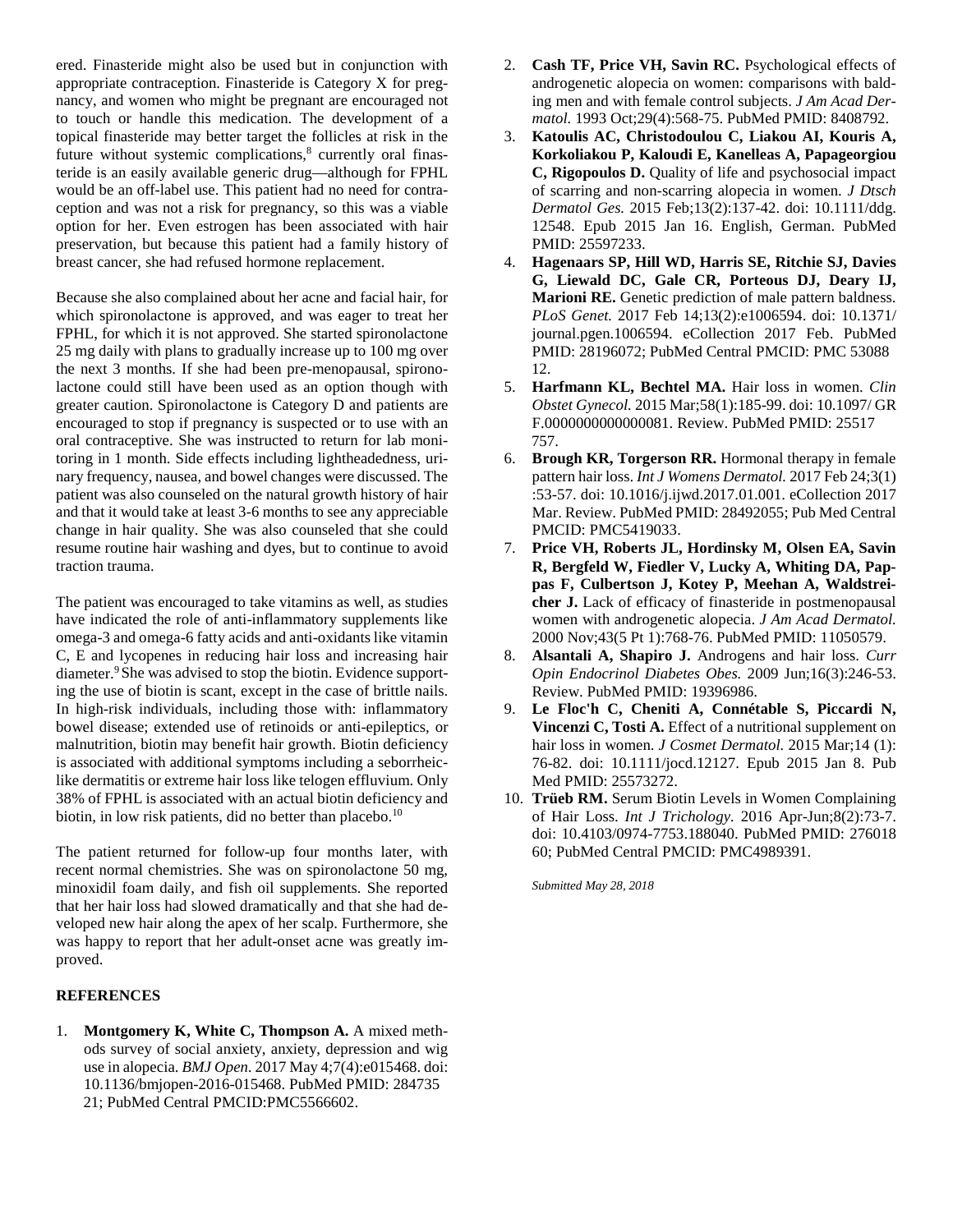ered. Finasteride might also be used but in conjunction with appropriate contraception. Finasteride is Category X for pregnancy, and women who might be pregnant are encouraged not to touch or handle this medication. The development of a topical finasteride may better target the follicles at risk in the future without systemic complications,[8] currently oral finasteride is an easily available generic drug—although for FPHL would be an off-label use. This patient had no need for contraception and was not a risk for pregnancy, so this was a viable option for her. Even estrogen has been associated with hair preservation, but because this patient had a family history of breast cancer, she had refused hormone replacement.

Because she also complained about her acne and facial hair, for which spironolactone is approved, and was eager to treat her FPHL, for which it is not approved. She started spironolactone 25 mg daily with plans to gradually increase up to 100 mg over the next 3 months. If she had been pre-menopausal, spironolactone could still have been used as an option though with greater caution. Spironolactone is Category D and patients are encouraged to stop if pregnancy is suspected or to use with an oral contraceptive. She was instructed to return for lab monitoring in 1 month. Side effects including lightheadedness, urinary frequency, nausea, and bowel changes were discussed. The patient was also counseled on the natural growth history of hair and that it would take at least 3-6 months to see any appreciable change in hair quality. She was also counseled that she could resume routine hair washing and dyes, but to continue to avoid traction trauma.

The patient was encouraged to take vitamins as well, as studies have indicated the role of anti-inflammatory supplements like omega-3 and omega-6 fatty acids and anti-oxidants like vitamin C, E and lycopenes in reducing hair loss and increasing hair diameter.[9] She was advised to stop the biotin. Evidence supporting the use of biotin is scant, except in the case of brittle nails. In high-risk individuals, including those with: inflammatory bowel disease; extended use of retinoids or anti-epileptics, or malnutrition, biotin may benefit hair growth. Biotin deficiency is associated with additional symptoms including a seborrheic-like dermatitis or extreme hair loss like telogen effluvium. Only 38% of FPHL is associated with an actual biotin deficiency and biotin, in low risk patients, did no better than placebo.[10]

The patient returned for follow-up four months later, with recent normal chemistries. She was on spironolactone 50 mg, minoxidil foam daily, and fish oil supplements. She reported that her hair loss had slowed dramatically and that she had developed new hair along the apex of her scalp. Furthermore, she was happy to report that her adult-onset acne was greatly improved.

## REFERENCES

1. **Montgomery K, White C, Thompson A.** A mixed methods survey of social anxiety, anxiety, depression and wig use in alopecia. *BMJ Open*. 2017 May 4;7(4):e015468. doi: 10.1136/bmjopen-2016-015468. PubMed PMID: 28473521; PubMed Central PMCID:PMC5566602.
2. **Cash TF, Price VH, Savin RC.** Psychological effects of androgenetic alopecia on women: comparisons with balding men and with female control subjects. *J Am Acad Dermatol.* 1993 Oct;29(4):568-75. PubMed PMID: 8408792.
3. **Katoulis AC, Christodoulou C, Liakou AI, Kouris A, Korkoliakou P, Kaloudi E, Kanelleas A, Papageorgiou C, Rigopoulos D.** Quality of life and psychosocial impact of scarring and non-scarring alopecia in women. *J Dtsch Dermatol Ges.* 2015 Feb;13(2):137-42. doi: 10.1111/ddg.12548. Epub 2015 Jan 16. English, German. PubMed PMID: 25597233.
4. **Hagenaars SP, Hill WD, Harris SE, Ritchie SJ, Davies G, Liewald DC, Gale CR, Porteous DJ, Deary IJ, Marioni RE.** Genetic prediction of male pattern baldness. *PLoS Genet.* 2017 Feb 14;13(2):e1006594. doi: 10.1371/journal.pgen.1006594. eCollection 2017 Feb. PubMed PMID: 28196072; PubMed Central PMCID: PMC 5308812.
5. **Harfmann KL, Bechtel MA.** Hair loss in women. *Clin Obstet Gynecol.* 2015 Mar;58(1):185-99. doi: 10.1097/GRF.0000000000000081. Review. PubMed PMID: 25517757.
6. **Brough KR, Torgerson RR.** Hormonal therapy in female pattern hair loss. *Int J Womens Dermatol.* 2017 Feb 24;3(1):53-57. doi: 10.1016/j.ijwd.2017.01.001. eCollection 2017 Mar. Review. PubMed PMID: 28492055; Pub Med Central PMCID: PMC5419033.
7. **Price VH, Roberts JL, Hordinsky M, Olsen EA, Savin R, Bergfeld W, Fiedler V, Lucky A, Whiting DA, Pappas F, Culbertson J, Kotey P, Meehan A, Waldstreicher J.** Lack of efficacy of finasteride in postmenopausal women with androgenetic alopecia. *J Am Acad Dermatol.* 2000 Nov;43(5 Pt 1):768-76. PubMed PMID: 11050579.
8. **Alsantali A, Shapiro J.** Androgens and hair loss. *Curr Opin Endocrinol Diabetes Obes.* 2009 Jun;16(3):246-53. Review. PubMed PMID: 19396986.
9. **Le Floc'h C, Cheniti A, Connétable S, Piccardi N, Vincenzi C, Tosti A.** Effect of a nutritional supplement on hair loss in women. *J Cosmet Dermatol.* 2015 Mar;14 (1): 76-82. doi: 10.1111/jocd.12127. Epub 2015 Jan 8. Pub Med PMID: 25573272.
10. **Trüeb RM.** Serum Biotin Levels in Women Complaining of Hair Loss. *Int J Trichology.* 2016 Apr-Jun;8(2):73-7. doi: 10.4103/0974-7753.188040. PubMed PMID: 27601860; PubMed Central PMCID: PMC4989391.

*Submitted May 28, 2018*